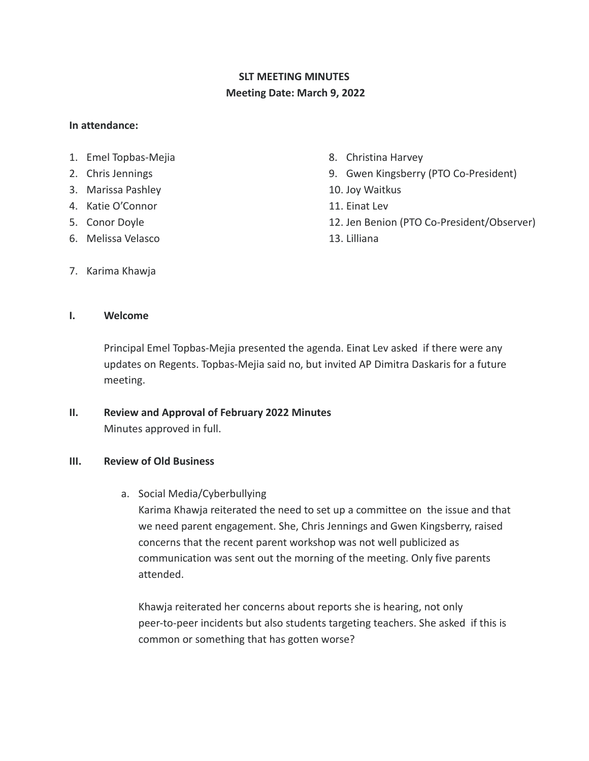**SLT MEETING MINUTES**
**Meeting Date: March 9, 2022**

**In attendance:**

1. Emel Topbas-Mejia
2. Chris Jennings
3. Marissa Pashley
4. Katie O'Connor
5. Conor Doyle
6. Melissa Velasco
7. Karima Khawja
8. Christina Harvey
9. Gwen Kingsberry (PTO Co-President)
10. Joy Waitkus
11. Einat Lev
12. Jen Benion (PTO Co-President/Observer)
13. Lilliana

**I. Welcome**

Principal Emel Topbas-Mejia presented the agenda. Einat Lev asked if there were any updates on Regents. Topbas-Mejia said no, but invited AP Dimitra Daskaris for a future meeting.

**II. Review and Approval of February 2022 Minutes**

Minutes approved in full.

**III. Review of Old Business**

a. Social Media/Cyberbullying

Karima Khawja reiterated the need to set up a committee on the issue and that we need parent engagement. She, Chris Jennings and Gwen Kingsberry, raised concerns that the recent parent workshop was not well publicized as communication was sent out the morning of the meeting. Only five parents attended.

Khawja reiterated her concerns about reports she is hearing, not only peer-to-peer incidents but also students targeting teachers. She asked if this is common or something that has gotten worse?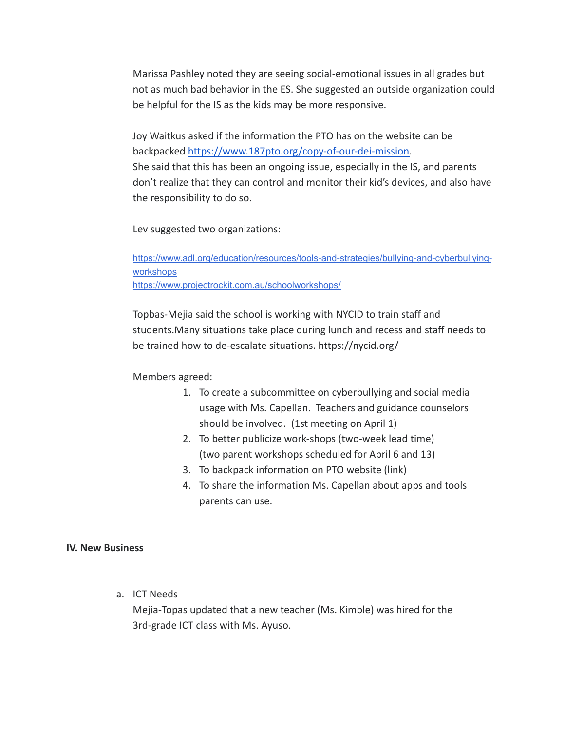Marissa Pashley noted they are seeing social-emotional issues in all grades but not as much bad behavior in the ES. She suggested an outside organization could be helpful for the IS as the kids may be more responsive.

Joy Waitkus asked if the information the PTO has on the website can be backpacked https://www.187pto.org/copy-of-our-dei-mission.
She said that this has been an ongoing issue, especially in the IS, and parents don't realize that they can control and monitor their kid's devices, and also have the responsibility to do so.

Lev suggested two organizations:

https://www.adl.org/education/resources/tools-and-strategies/bullying-and-cyberbullying-workshops
https://www.projectrockit.com.au/schoolworkshops/

Topbas-Mejia said the school is working with NYCID to train staff and students.Many situations take place during lunch and recess and staff needs to be trained how to de-escalate situations. https://nycid.org/

Members agreed:

1. To create a subcommittee on cyberbullying and social media usage with Ms. Capellan. Teachers and guidance counselors should be involved. (1st meeting on April 1)
2. To better publicize work-shops (two-week lead time) (two parent workshops scheduled for April 6 and 13)
3. To backpack information on PTO website (link)
4. To share the information Ms. Capellan about apps and tools parents can use.

**IV. New Business**

a. ICT Needs
   Mejia-Topas updated that a new teacher (Ms. Kimble) was hired for the 3rd-grade ICT class with Ms. Ayuso.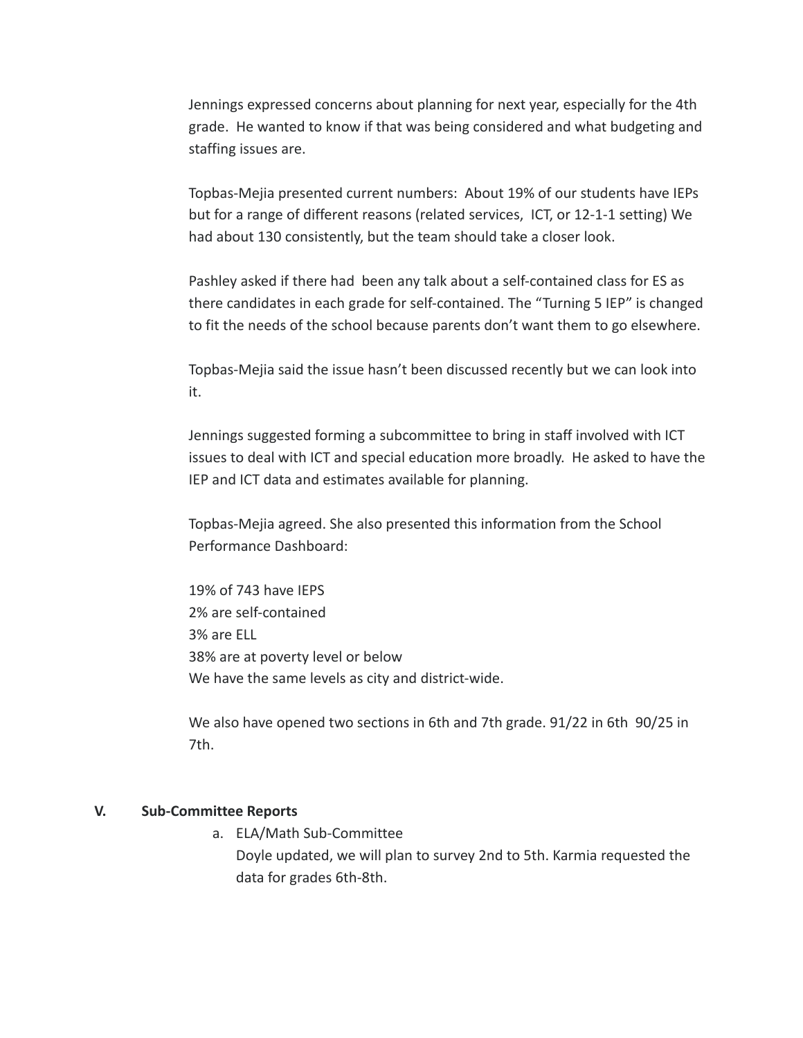Jennings expressed concerns about planning for next year, especially for the 4th grade. He wanted to know if that was being considered and what budgeting and staffing issues are.

Topbas-Mejia presented current numbers: About 19% of our students have IEPs but for a range of different reasons (related services, ICT, or 12-1-1 setting) We had about 130 consistently, but the team should take a closer look.

Pashley asked if there had been any talk about a self-contained class for ES as there candidates in each grade for self-contained. The "Turning 5 IEP" is changed to fit the needs of the school because parents don't want them to go elsewhere.

Topbas-Mejia said the issue hasn't been discussed recently but we can look into it.

Jennings suggested forming a subcommittee to bring in staff involved with ICT issues to deal with ICT and special education more broadly. He asked to have the IEP and ICT data and estimates available for planning.

Topbas-Mejia agreed. She also presented this information from the School Performance Dashboard:

19% of 743 have IEPS
2% are self-contained
3% are ELL
38% are at poverty level or below
We have the same levels as city and district-wide.

We also have opened two sections in 6th and 7th grade. 91/22 in 6th 90/25 in 7th.

## V. Sub-Committee Reports

a. ELA/Math Sub-Committee
   Doyle updated, we will plan to survey 2nd to 5th. Karmia requested the data for grades 6th-8th.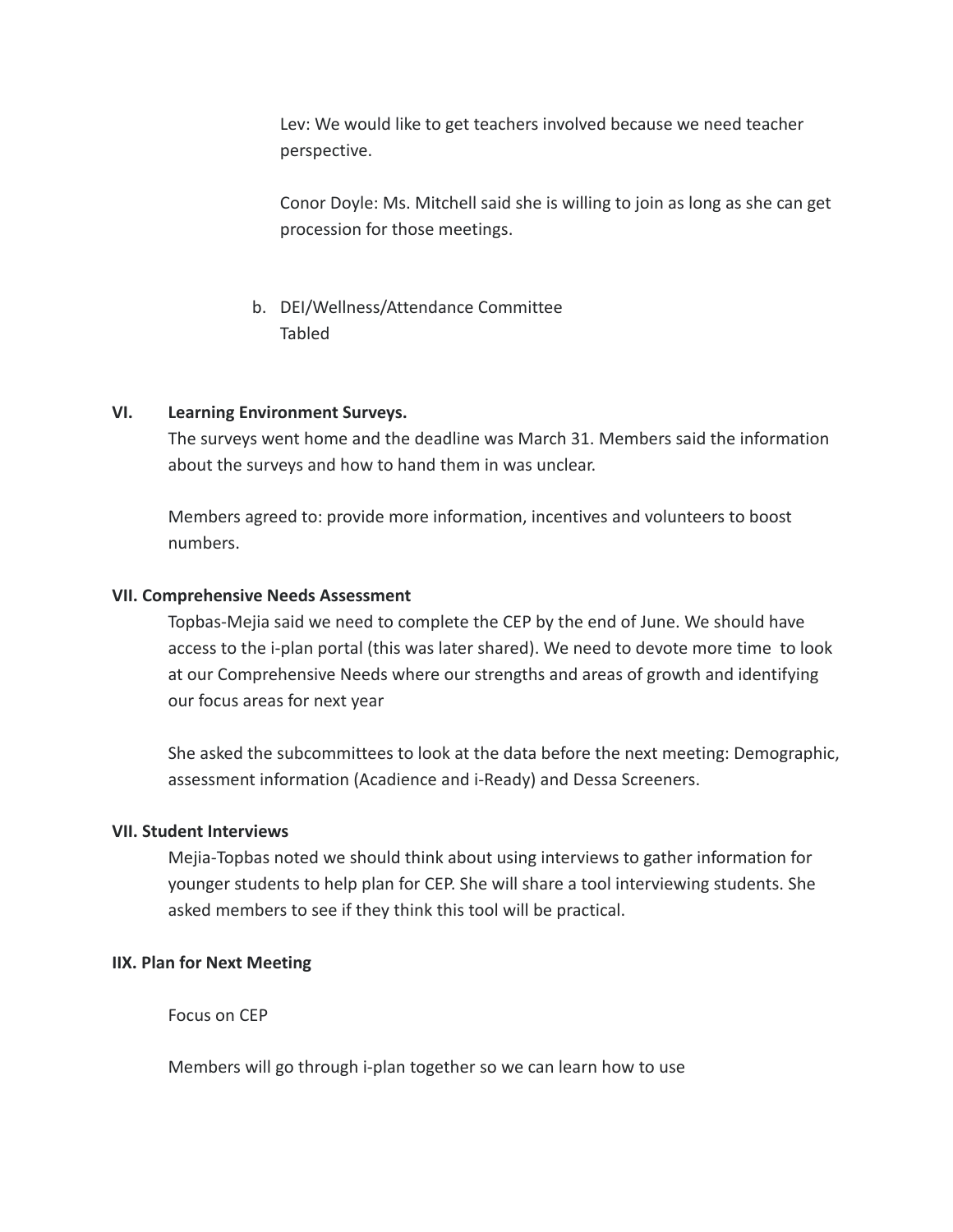Lev: We would like to get teachers involved because we need teacher perspective.

Conor Doyle: Ms. Mitchell said she is willing to join as long as she can get procession for those meetings.

b. DEI/Wellness/Attendance Committee
   Tabled

**VI. Learning Environment Surveys.**

The surveys went home and the deadline was March 31. Members said the information about the surveys and how to hand them in was unclear.

Members agreed to: provide more information, incentives and volunteers to boost numbers.

**VII. Comprehensive Needs Assessment**

Topbas-Mejia said we need to complete the CEP by the end of June. We should have access to the i-plan portal (this was later shared). We need to devote more time to look at our Comprehensive Needs where our strengths and areas of growth and identifying our focus areas for next year

She asked the subcommittees to look at the data before the next meeting: Demographic, assessment information (Acadience and i-Ready) and Dessa Screeners.

**VII. Student Interviews**

Mejia-Topbas noted we should think about using interviews to gather information for younger students to help plan for CEP. She will share a tool interviewing students. She asked members to see if they think this tool will be practical.

**IIX. Plan for Next Meeting**

Focus on CEP

Members will go through i-plan together so we can learn how to use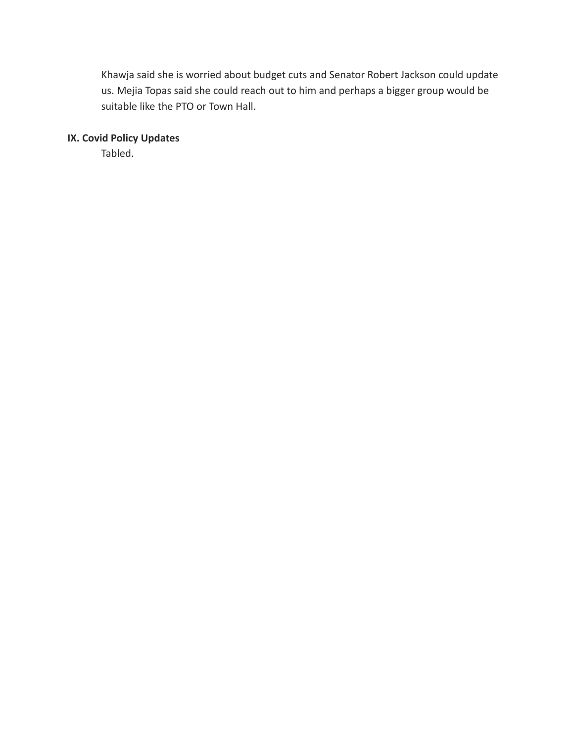Khawja said she is worried about budget cuts and Senator Robert Jackson could update us. Mejia Topas said she could reach out to him and perhaps a bigger group would be suitable like the PTO or Town Hall.

**IX. Covid Policy Updates**

Tabled.